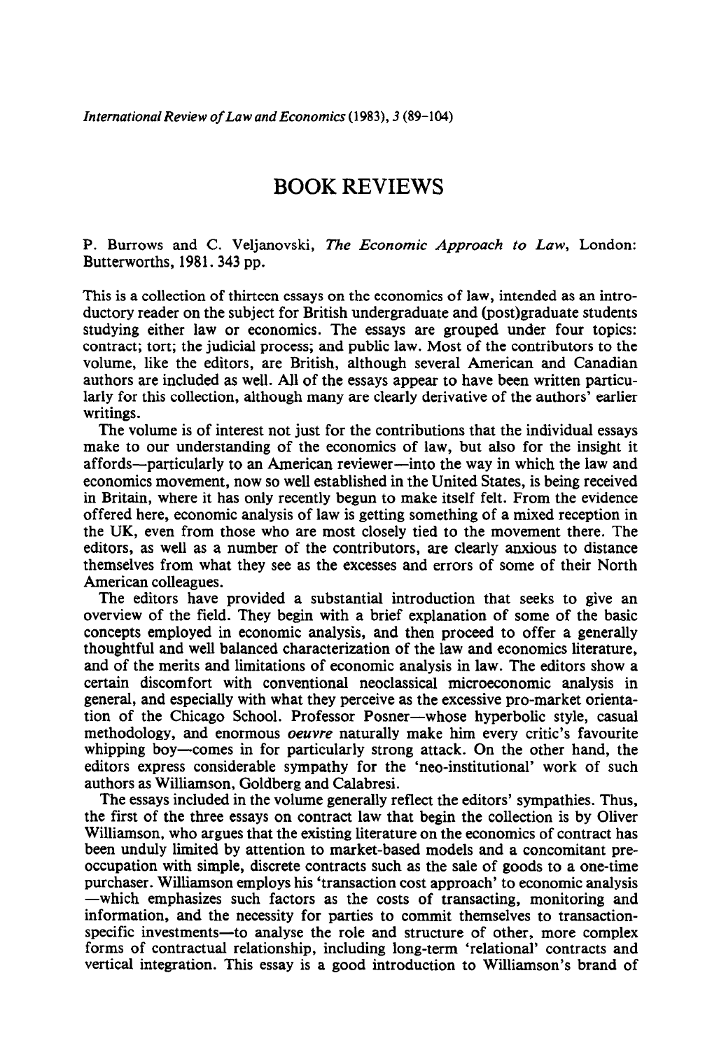# BOOK REVIEWS

P. Burrows and C. Veljanovski, *The Economic Approach to Law*, London: Butterworths, 1981. 343 pp.

This is a collection of thirteen essays on the economics of law, intended as an introductory reader on the subject for British undergraduate and (post)graduate students studying either law or economics. The essays are grouped under four topics: contract; tort; the judicial process; and public law. Most of the contributors to the volume, like the editors, are British, although several American and Canadian authors are included as well. All of the essays appear to have been written particularly for this collection, although many are clearly derivative of the authors' earlier writings.

The volume is of interest not just for the contributions that the individual essays make to our understanding of the economics of law, but also for the insight it affords—particularly to an American reviewer—into the way in which the law and economics movement, now so well established in the United States, is being received in Britain, where it has only recently begun to make itself felt. From the evidence offered here, economic analysis of law is getting something of a mixed reception in the UK, even from those who are most closely tied to the movement there. The editors, as well as a number of the contributors, are clearly anxious to distance themselves from what they see as the excesses and errors of some of their North American colleagues.

The editors have provided a substantial introduction that seeks to give an overview of the field. They begin with a brief explanation of some of the basic concepts employed in economic analysis, and then proceed to offer a generally thoughtful and well balanced characterization of the law and economics literature, and of the merits and limitations of economic analysis in law. The editors show a certain discomfort with conventional neoclassical microeconomic analysis in general, and especially with what they perceive as the excessive pro-market orientation of the Chicago School. Professor Posner—whose hyperbolic style, casual methodology, and enormous *oeuvre* naturally make him every critic's favourite whipping boy—comes in for particularly strong attack. On the other hand, the editors express considerable sympathy for the 'neo-institutional' work of such authors as Williamson, Goldberg and Calabresi.

The essays included in the volume generally reflect the editors' sympathies. Thus, the first of the three essays on contract law that begin the collection is by Oliver Williamson, who argues that the existing literature on the economics of contract has been unduly limited by attention to market-based models and a concomitant preoccupation with simple, discrete contracts such as the sale of goods to a one-time purchaser. Williamson employs his 'transaction cost approach' to economic analysis —which emphasizes such factors as the costs of transacting, monitoring and information, and the necessity for parties to commit themselves to transaction-specific investments—to analyse the role and structure of other, more complex forms of contractual relationship, including long-term 'relational' contracts and vertical integration. This essay is a good introduction to Williamson's brand of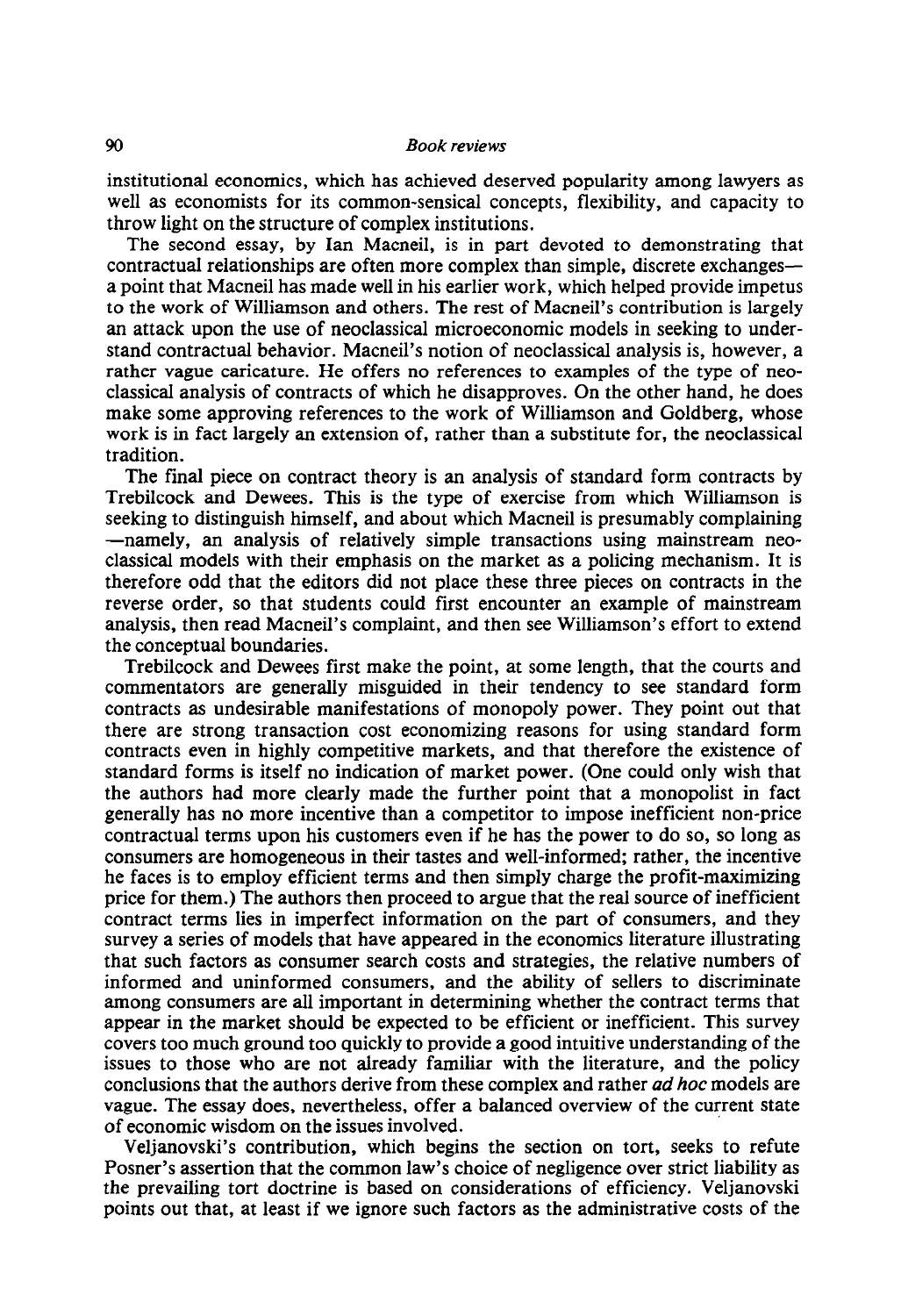institutional economics, which has achieved deserved popularity among lawyers as well as economists for its common-sensical concepts, flexibility, and capacity to throw light on the structure of complex institutions.

The second essay, by Ian Macneil, is in part devoted to demonstrating that contractual relationships are often more complex than simple, discrete exchanges—a point that Macneil has made well in his earlier work, which helped provide impetus to the work of Williamson and others. The rest of Macneil's contribution is largely an attack upon the use of neoclassical microeconomic models in seeking to understand contractual behavior. Macneil's notion of neoclassical analysis is, however, a rather vague caricature. He offers no references to examples of the type of neoclassical analysis of contracts of which he disapproves. On the other hand, he does make some approving references to the work of Williamson and Goldberg, whose work is in fact largely an extension of, rather than a substitute for, the neoclassical tradition.

The final piece on contract theory is an analysis of standard form contracts by Trebilcock and Dewees. This is the type of exercise from which Williamson is seeking to distinguish himself, and about which Macneil is presumably complaining—namely, an analysis of relatively simple transactions using mainstream neoclassical models with their emphasis on the market as a policing mechanism. It is therefore odd that the editors did not place these three pieces on contracts in the reverse order, so that students could first encounter an example of mainstream analysis, then read Macneil's complaint, and then see Williamson's effort to extend the conceptual boundaries.

Trebilcock and Dewees first make the point, at some length, that the courts and commentators are generally misguided in their tendency to see standard form contracts as undesirable manifestations of monopoly power. They point out that there are strong transaction cost economizing reasons for using standard form contracts even in highly competitive markets, and that therefore the existence of standard forms is itself no indication of market power. (One could only wish that the authors had more clearly made the further point that a monopolist in fact generally has no more incentive than a competitor to impose inefficient non-price contractual terms upon his customers even if he has the power to do so, so long as consumers are homogeneous in their tastes and well-informed; rather, the incentive he faces is to employ efficient terms and then simply charge the profit-maximizing price for them.) The authors then proceed to argue that the real source of inefficient contract terms lies in imperfect information on the part of consumers, and they survey a series of models that have appeared in the economics literature illustrating that such factors as consumer search costs and strategies, the relative numbers of informed and uninformed consumers, and the ability of sellers to discriminate among consumers are all important in determining whether the contract terms that appear in the market should be expected to be efficient or inefficient. This survey covers too much ground too quickly to provide a good intuitive understanding of the issues to those who are not already familiar with the literature, and the policy conclusions that the authors derive from these complex and rather *ad hoc* models are vague. The essay does, nevertheless, offer a balanced overview of the current state of economic wisdom on the issues involved.

Veljanovski's contribution, which begins the section on tort, seeks to refute Posner's assertion that the common law's choice of negligence over strict liability as the prevailing tort doctrine is based on considerations of efficiency. Veljanovski points out that, at least if we ignore such factors as the administrative costs of the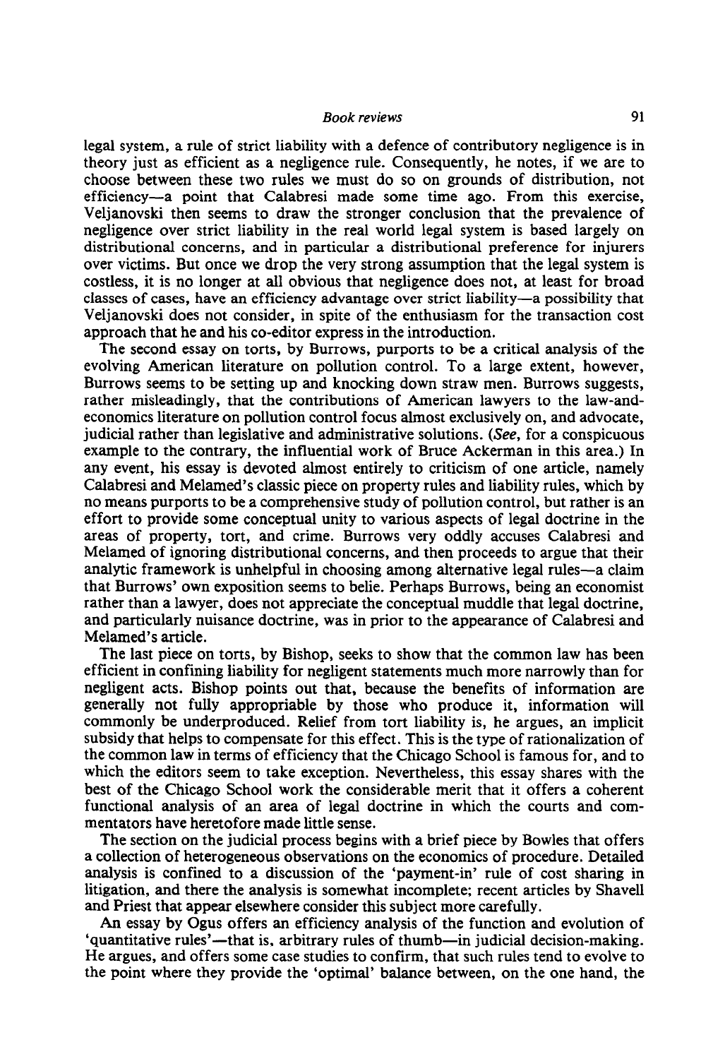legal system, a rule of strict liability with a defence of contributory negligence is in theory just as efficient as a negligence rule. Consequently, he notes, if we are to choose between these two rules we must do so on grounds of distribution, not efficiency—a point that Calabresi made some time ago. From this exercise, Veljanovski then seems to draw the stronger conclusion that the prevalence of negligence over strict liability in the real world legal system is based largely on distributional concerns, and in particular a distributional preference for injurers over victims. But once we drop the very strong assumption that the legal system is costless, it is no longer at all obvious that negligence does not, at least for broad classes of cases, have an efficiency advantage over strict liability—a possibility that Veljanovski does not consider, in spite of the enthusiasm for the transaction cost approach that he and his co-editor express in the introduction.

The second essay on torts, by Burrows, purports to be a critical analysis of the evolving American literature on pollution control. To a large extent, however, Burrows seems to be setting up and knocking down straw men. Burrows suggests, rather misleadingly, that the contributions of American lawyers to the law-and-economics literature on pollution control focus almost exclusively on, and advocate, judicial rather than legislative and administrative solutions. (*See*, for a conspicuous example to the contrary, the influential work of Bruce Ackerman in this area.) In any event, his essay is devoted almost entirely to criticism of one article, namely Calabresi and Melamed's classic piece on property rules and liability rules, which by no means purports to be a comprehensive study of pollution control, but rather is an effort to provide some conceptual unity to various aspects of legal doctrine in the areas of property, tort, and crime. Burrows very oddly accuses Calabresi and Melamed of ignoring distributional concerns, and then proceeds to argue that their analytic framework is unhelpful in choosing among alternative legal rules—a claim that Burrows' own exposition seems to belie. Perhaps Burrows, being an economist rather than a lawyer, does not appreciate the conceptual muddle that legal doctrine, and particularly nuisance doctrine, was in prior to the appearance of Calabresi and Melamed's article.

The last piece on torts, by Bishop, seeks to show that the common law has been efficient in confining liability for negligent statements much more narrowly than for negligent acts. Bishop points out that, because the benefits of information are generally not fully appropriable by those who produce it, information will commonly be underproduced. Relief from tort liability is, he argues, an implicit subsidy that helps to compensate for this effect. This is the type of rationalization of the common law in terms of efficiency that the Chicago School is famous for, and to which the editors seem to take exception. Nevertheless, this essay shares with the best of the Chicago School work the considerable merit that it offers a coherent functional analysis of an area of legal doctrine in which the courts and commentators have heretofore made little sense.

The section on the judicial process begins with a brief piece by Bowles that offers a collection of heterogeneous observations on the economics of procedure. Detailed analysis is confined to a discussion of the 'payment-in' rule of cost sharing in litigation, and there the analysis is somewhat incomplete; recent articles by Shavell and Priest that appear elsewhere consider this subject more carefully.

An essay by Ogus offers an efficiency analysis of the function and evolution of 'quantitative rules'—that is, arbitrary rules of thumb—in judicial decision-making. He argues, and offers some case studies to confirm, that such rules tend to evolve to the point where they provide the 'optimal' balance between, on the one hand, the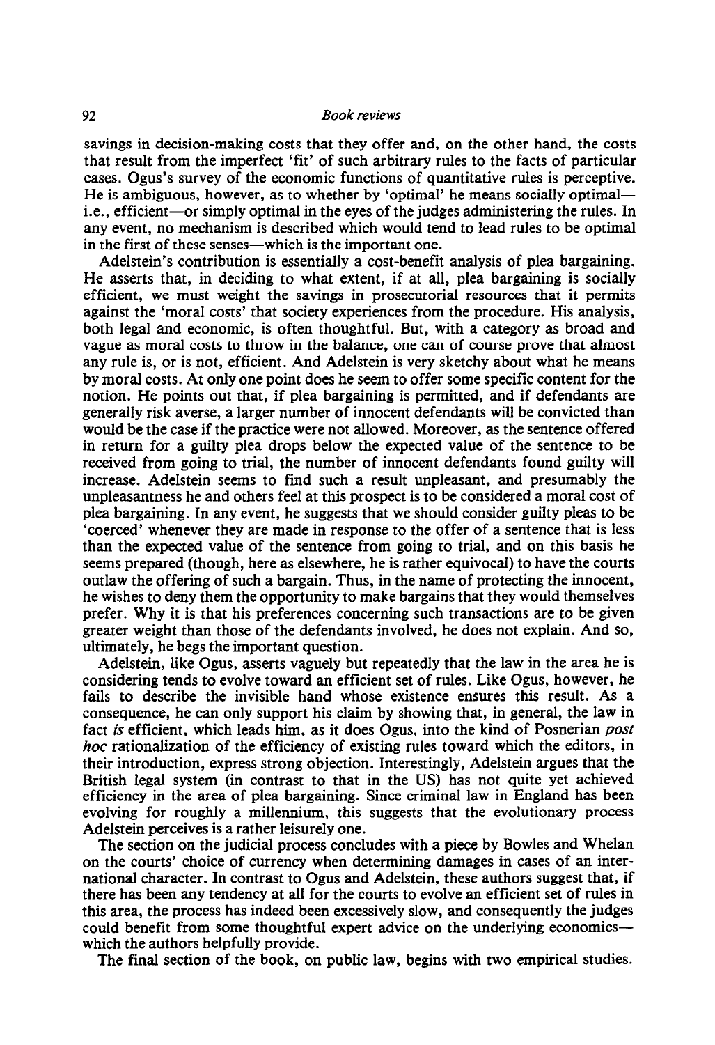savings in decision-making costs that they offer and, on the other hand, the costs that result from the imperfect 'fit' of such arbitrary rules to the facts of particular cases. Ogus's survey of the economic functions of quantitative rules is perceptive. He is ambiguous, however, as to whether by 'optimal' he means socially optimal—i.e., efficient—or simply optimal in the eyes of the judges administering the rules. In any event, no mechanism is described which would tend to lead rules to be optimal in the first of these senses—which is the important one.

Adelstein's contribution is essentially a cost-benefit analysis of plea bargaining. He asserts that, in deciding to what extent, if at all, plea bargaining is socially efficient, we must weight the savings in prosecutorial resources that it permits against the 'moral costs' that society experiences from the procedure. His analysis, both legal and economic, is often thoughtful. But, with a category as broad and vague as moral costs to throw in the balance, one can of course prove that almost any rule is, or is not, efficient. And Adelstein is very sketchy about what he means by moral costs. At only one point does he seem to offer some specific content for the notion. He points out that, if plea bargaining is permitted, and if defendants are generally risk averse, a larger number of innocent defendants will be convicted than would be the case if the practice were not allowed. Moreover, as the sentence offered in return for a guilty plea drops below the expected value of the sentence to be received from going to trial, the number of innocent defendants found guilty will increase. Adelstein seems to find such a result unpleasant, and presumably the unpleasantness he and others feel at this prospect is to be considered a moral cost of plea bargaining. In any event, he suggests that we should consider guilty pleas to be 'coerced' whenever they are made in response to the offer of a sentence that is less than the expected value of the sentence from going to trial, and on this basis he seems prepared (though, here as elsewhere, he is rather equivocal) to have the courts outlaw the offering of such a bargain. Thus, in the name of protecting the innocent, he wishes to deny them the opportunity to make bargains that they would themselves prefer. Why it is that his preferences concerning such transactions are to be given greater weight than those of the defendants involved, he does not explain. And so, ultimately, he begs the important question.

Adelstein, like Ogus, asserts vaguely but repeatedly that the law in the area he is considering tends to evolve toward an efficient set of rules. Like Ogus, however, he fails to describe the invisible hand whose existence ensures this result. As a consequence, he can only support his claim by showing that, in general, the law in fact *is* efficient, which leads him, as it does Ogus, into the kind of Posnerian *post hoc* rationalization of the efficiency of existing rules toward which the editors, in their introduction, express strong objection. Interestingly, Adelstein argues that the British legal system (in contrast to that in the US) has not quite yet achieved efficiency in the area of plea bargaining. Since criminal law in England has been evolving for roughly a millennium, this suggests that the evolutionary process Adelstein perceives is a rather leisurely one.

The section on the judicial process concludes with a piece by Bowles and Whelan on the courts' choice of currency when determining damages in cases of an international character. In contrast to Ogus and Adelstein, these authors suggest that, if there has been any tendency at all for the courts to evolve an efficient set of rules in this area, the process has indeed been excessively slow, and consequently the judges could benefit from some thoughtful expert advice on the underlying economics—which the authors helpfully provide.

The final section of the book, on public law, begins with two empirical studies.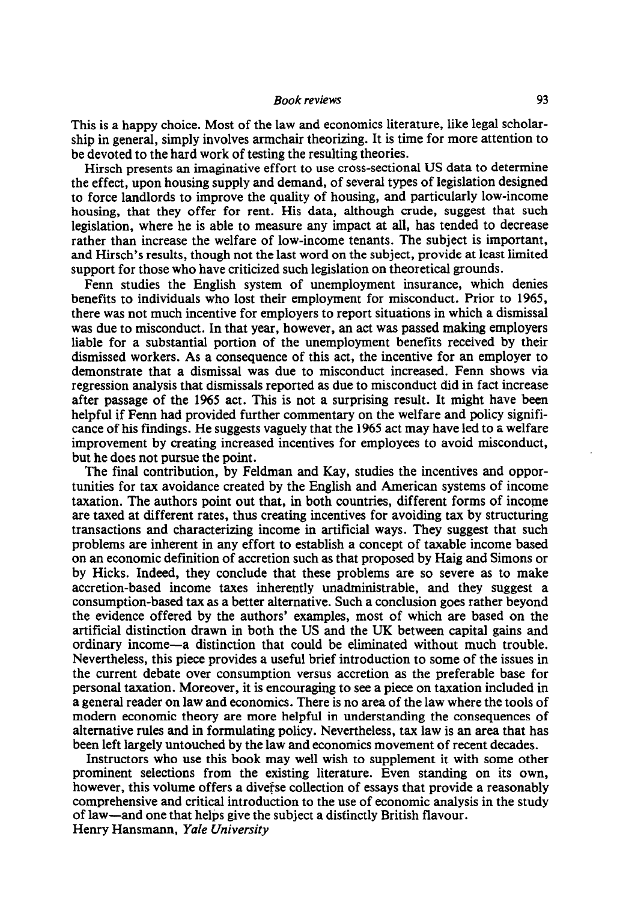This is a happy choice. Most of the law and economics literature, like legal scholarship in general, simply involves armchair theorizing. It is time for more attention to be devoted to the hard work of testing the resulting theories.

Hirsch presents an imaginative effort to use cross-sectional US data to determine the effect, upon housing supply and demand, of several types of legislation designed to force landlords to improve the quality of housing, and particularly low-income housing, that they offer for rent. His data, although crude, suggest that such legislation, where he is able to measure any impact at all, has tended to decrease rather than increase the welfare of low-income tenants. The subject is important, and Hirsch's results, though not the last word on the subject, provide at least limited support for those who have criticized such legislation on theoretical grounds.

Fenn studies the English system of unemployment insurance, which denies benefits to individuals who lost their employment for misconduct. Prior to 1965, there was not much incentive for employers to report situations in which a dismissal was due to misconduct. In that year, however, an act was passed making employers liable for a substantial portion of the unemployment benefits received by their dismissed workers. As a consequence of this act, the incentive for an employer to demonstrate that a dismissal was due to misconduct increased. Fenn shows via regression analysis that dismissals reported as due to misconduct did in fact increase after passage of the 1965 act. This is not a surprising result. It might have been helpful if Fenn had provided further commentary on the welfare and policy significance of his findings. He suggests vaguely that the 1965 act may have led to a welfare improvement by creating increased incentives for employees to avoid misconduct, but he does not pursue the point.

The final contribution, by Feldman and Kay, studies the incentives and opportunities for tax avoidance created by the English and American systems of income taxation. The authors point out that, in both countries, different forms of income are taxed at different rates, thus creating incentives for avoiding tax by structuring transactions and characterizing income in artificial ways. They suggest that such problems are inherent in any effort to establish a concept of taxable income based on an economic definition of accretion such as that proposed by Haig and Simons or by Hicks. Indeed, they conclude that these problems are so severe as to make accretion-based income taxes inherently unadministrable, and they suggest a consumption-based tax as a better alternative. Such a conclusion goes rather beyond the evidence offered by the authors' examples, most of which are based on the artificial distinction drawn in both the US and the UK between capital gains and ordinary income—a distinction that could be eliminated without much trouble. Nevertheless, this piece provides a useful brief introduction to some of the issues in the current debate over consumption versus accretion as the preferable base for personal taxation. Moreover, it is encouraging to see a piece on taxation included in a general reader on law and economics. There is no area of the law where the tools of modern economic theory are more helpful in understanding the consequences of alternative rules and in formulating policy. Nevertheless, tax law is an area that has been left largely untouched by the law and economics movement of recent decades.

Instructors who use this book may well wish to supplement it with some other prominent selections from the existing literature. Even standing on its own, however, this volume offers a diverse collection of essays that provide a reasonably comprehensive and critical introduction to the use of economic analysis in the study of law—and one that helps give the subject a distinctly British flavour.

Henry Hansmann, *Yale University*